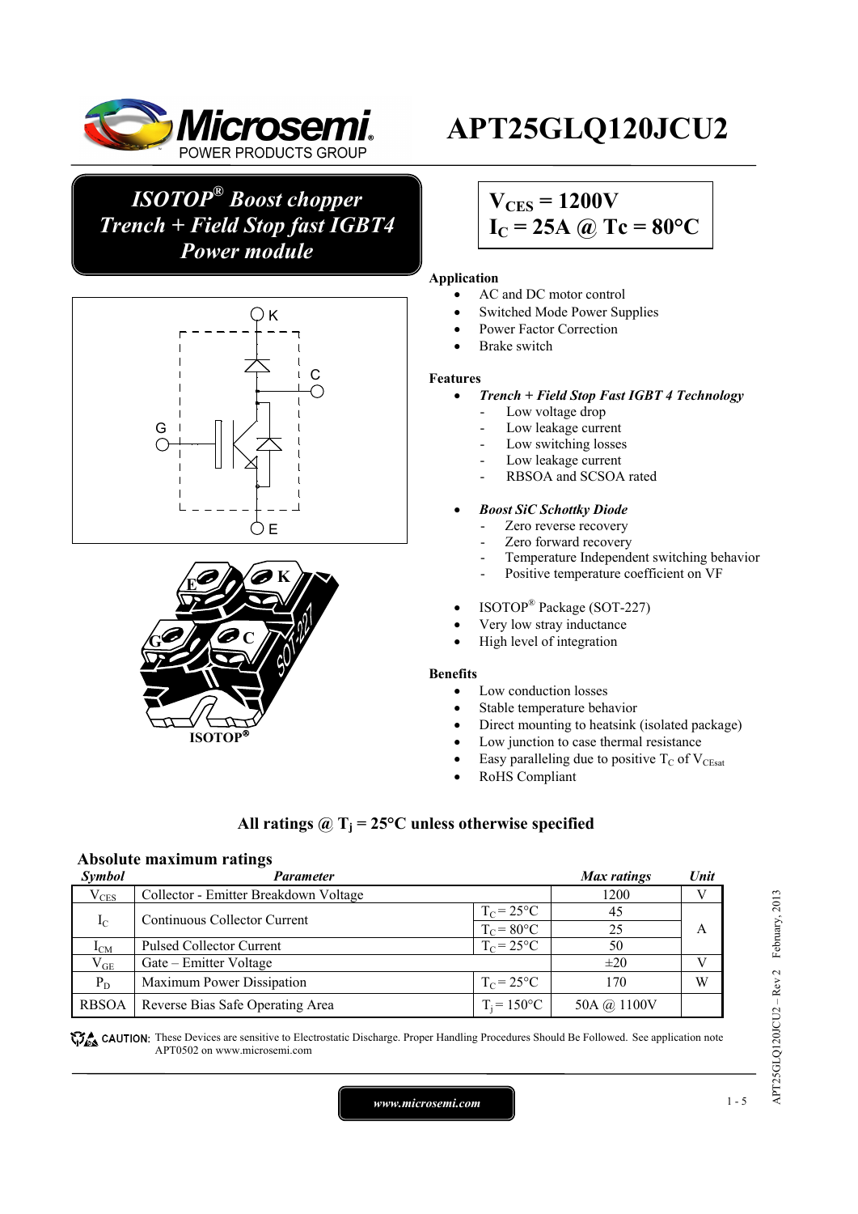# APT25GLQ120JCU2

## *ISOTOP® Boost chopper Trench + Field Stop fast IGBT4 Power module*

**$V_{CES}$ = 1200V**
**$I_C$ = 25A @ Tc = 80°C**

**Application**
- AC and DC motor control
- Switched Mode Power Supplies
- Power Factor Correction
- Brake switch

**Features**
- ***Trench + Field Stop Fast IGBT 4 Technology***
  - Low voltage drop
  - Low leakage current
  - Low switching losses
  - Low leakage current
  - RBSOA and SCSOA rated
- ***Boost SiC Schottky Diode***
  - Zero reverse recovery
  - Zero forward recovery
  - Temperature Independent switching behavior
  - Positive temperature coefficient on VF
- ISOTOP® Package (SOT-227)
- Very low stray inductance
- High level of integration

**Benefits**
- Low conduction losses
- Stable temperature behavior
- Direct mounting to heatsink (isolated package)
- Low junction to case thermal resistance
- Easy paralleling due to positive $T_C$ of $V_{CEsat}$
- RoHS Compliant

**All ratings @ $T_j$ = 25°C unless otherwise specified**

### Absolute maximum ratings

| *Symbol* | *Parameter* | | *Max ratings* | *Unit* |
|---|---|---|---|---|
| $V_{CES}$ | Collector - Emitter Breakdown Voltage | | 1200 | V |
| $I_C$ | Continuous Collector Current | $T_C = 25°C$ | 45 | A |
| | | $T_C = 80°C$ | 25 | |
| $I_{CM}$ | Pulsed Collector Current | $T_C = 25°C$ | 50 | |
| $V_{GE}$ | Gate – Emitter Voltage | | ±20 | V |
| $P_D$ | Maximum Power Dissipation | $T_C = 25°C$ | 170 | W |
| RBSOA | Reverse Bias Safe Operating Area | $T_j = 150°C$ | 50A @ 1100V | |

CAUTION: These Devices are sensitive to Electrostatic Discharge. Proper Handling Procedures Should Be Followed. See application note APT0502 on www.microsemi.com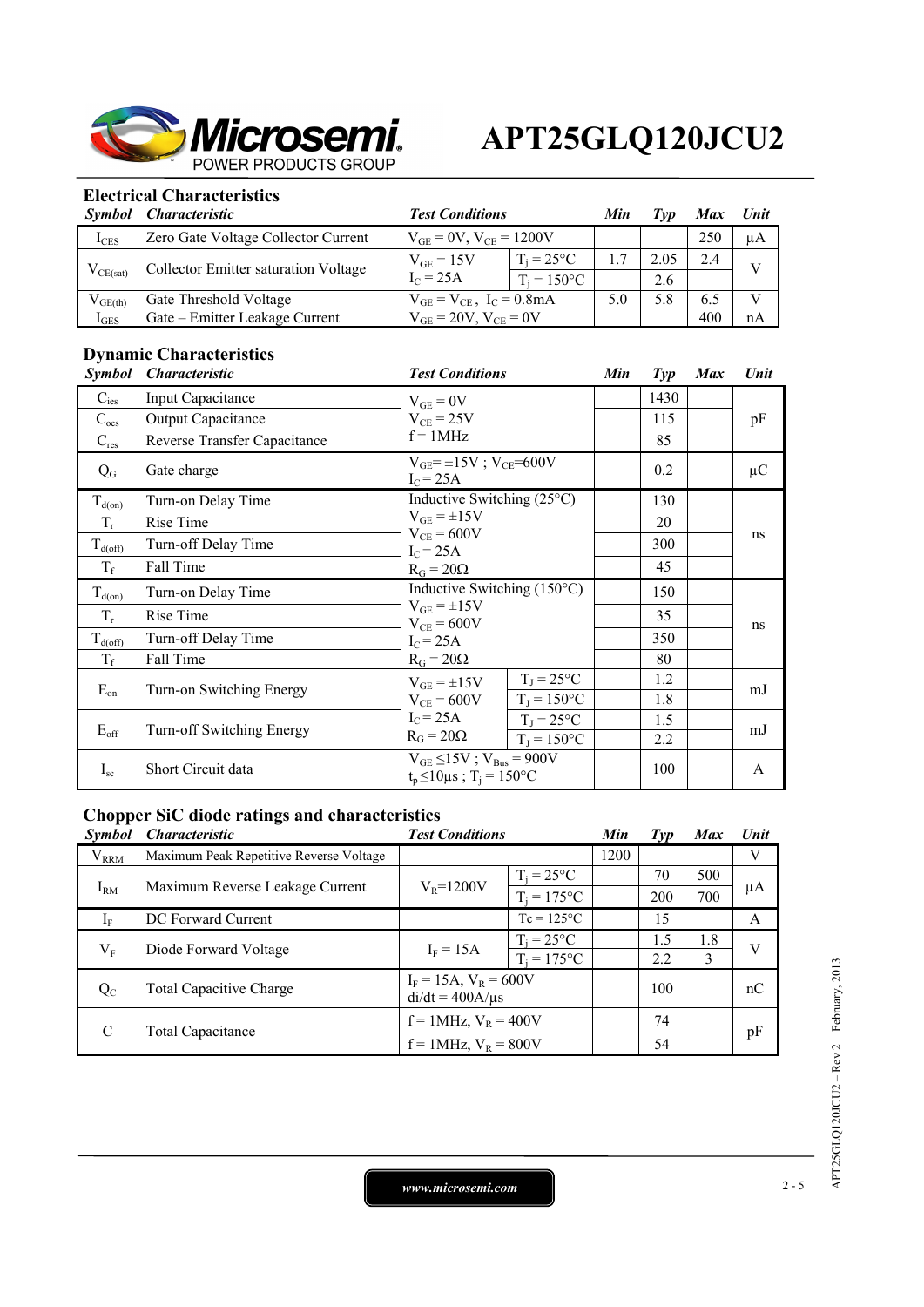## Electrical Characteristics

| Symbol | Characteristic | Test Conditions | | Min | Typ | Max | Unit |
|---|---|---|---|---|---|---|---|
| $I_{CES}$ | Zero Gate Voltage Collector Current | $V_{GE} = 0V$, $V_{CE} = 1200V$ | | | | 250 | µA |
| $V_{CE(sat)}$ | Collector Emitter saturation Voltage | $V_{GE} = 15V$ $I_C = 25A$ | $T_j = 25°C$ | 1.7 | 2.05 | 2.4 | V |
| | | | $T_j = 150°C$ | | 2.6 | | |
| $V_{GE(th)}$ | Gate Threshold Voltage | $V_{GE} = V_{CE}$, $I_C = 0.8mA$ | | 5.0 | 5.8 | 6.5 | V |
| $I_{GES}$ | Gate – Emitter Leakage Current | $V_{GE} = 20V$, $V_{CE} = 0V$ | | | | 400 | nA |

## Dynamic Characteristics

| Symbol | Characteristic | Test Conditions | | Min | Typ | Max | Unit |
|---|---|---|---|---|---|---|---|
| $C_{ies}$ | Input Capacitance | $V_{GE} = 0V$ $V_{CE} = 25V$ f = 1MHz | | | 1430 | | pF |
| $C_{oes}$ | Output Capacitance | | | | 115 | | |
| $C_{res}$ | Reverse Transfer Capacitance | | | | 85 | | |
| $Q_G$ | Gate charge | $V_{GE}= \pm15V$ ; $V_{CE}=600V$ $I_C = 25A$ | | | 0.2 | | µC |
| $T_{d(on)}$ | Turn-on Delay Time | Inductive Switching (25°C) $V_{GE} = \pm15V$ $V_{CE} = 600V$ $I_C = 25A$ $R_G = 20\Omega$ | | | 130 | | ns |
| $T_r$ | Rise Time | | | | 20 | | |
| $T_{d(off)}$ | Turn-off Delay Time | | | | 300 | | |
| $T_f$ | Fall Time | | | | 45 | | |
| $T_{d(on)}$ | Turn-on Delay Time | Inductive Switching (150°C) $V_{GE} = \pm15V$ $V_{CE} = 600V$ $I_C = 25A$ $R_G = 20\Omega$ | | | 150 | | ns |
| $T_r$ | Rise Time | | | | 35 | | |
| $T_{d(off)}$ | Turn-off Delay Time | | | | 350 | | |
| $T_f$ | Fall Time | | | | 80 | | |
| $E_{on}$ | Turn-on Switching Energy | $V_{GE} = \pm15V$ $V_{CE} = 600V$ $I_C = 25A$ $R_G = 20\Omega$ | $T_J = 25°C$ | | 1.2 | | mJ |
| | | | $T_J = 150°C$ | | 1.8 | | |
| $E_{off}$ | Turn-off Switching Energy | | $T_J = 25°C$ | | 1.5 | | mJ |
| | | | $T_J = 150°C$ | | 2.2 | | |
| $I_{sc}$ | Short Circuit data | $V_{GE} \leq 15V$ ; $V_{Bus} = 900V$ $t_p \leq 10\mu s$ ; $T_j = 150°C$ | | | 100 | | A |

## Chopper SiC diode ratings and characteristics

| Symbol | Characteristic | Test Conditions | | Min | Typ | Max | Unit |
|---|---|---|---|---|---|---|---|
| $V_{RRM}$ | Maximum Peak Repetitive Reverse Voltage | | | 1200 | | | V |
| $I_{RM}$ | Maximum Reverse Leakage Current | $V_R=1200V$ | $T_j = 25°C$ | | 70 | 500 | µA |
| | | | $T_j = 175°C$ | | 200 | 700 | |
| $I_F$ | DC Forward Current | | Tc = 125°C | | 15 | | A |
| $V_F$ | Diode Forward Voltage | $I_F = 15A$ | $T_j = 25°C$ | | 1.5 | 1.8 | V |
| | | | $T_j = 175°C$ | | 2.2 | 3 | |
| $Q_C$ | Total Capacitive Charge | $I_F = 15A$, $V_R = 600V$ di/dt = 400A/µs | | | 100 | | nC |
| C | Total Capacitance | f = 1MHz, $V_R = 400V$ | | | 74 | | pF |
| | | f = 1MHz, $V_R = 800V$ | | | 54 | | |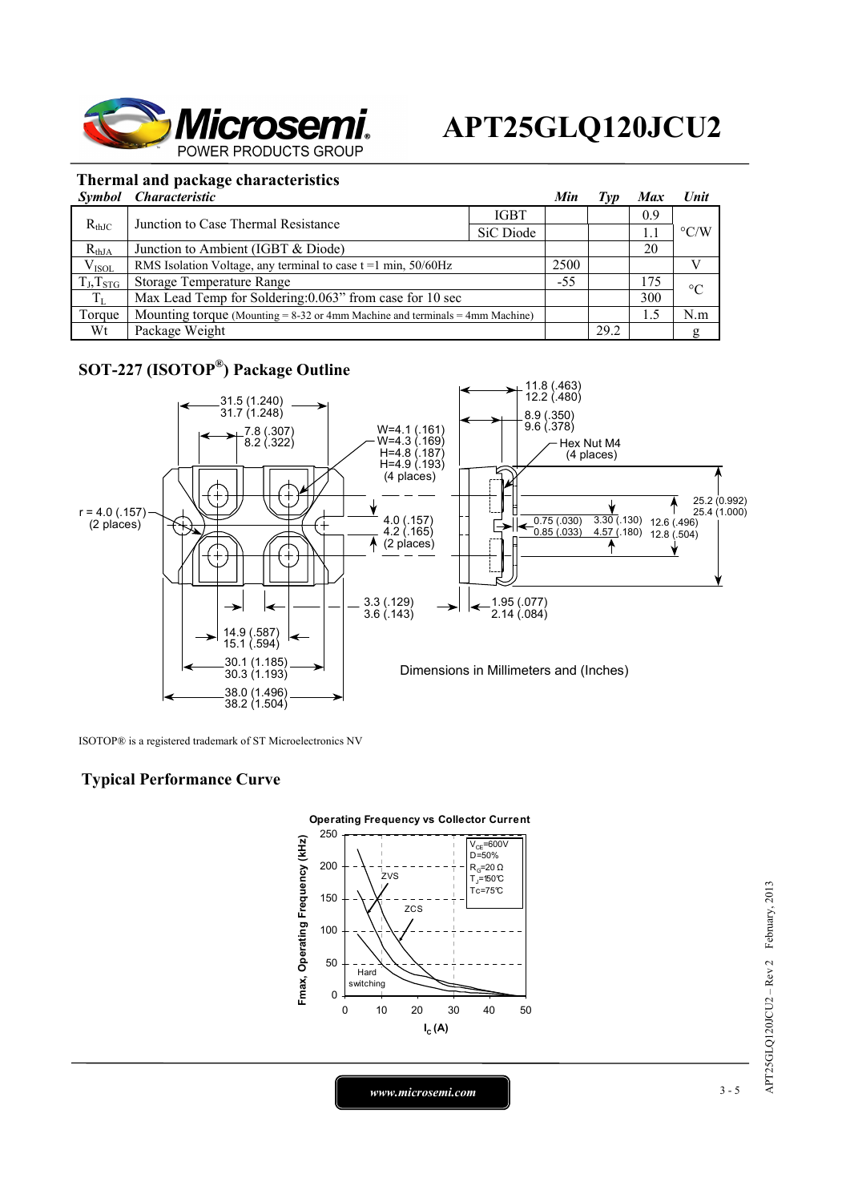# APT25GLQ120JCU2

## Thermal and package characteristics

| Symbol | Characteristic | | Min | Typ | Max | Unit |
|---|---|---|---|---|---|---|
| $R_{thJC}$ | Junction to Case Thermal Resistance | IGBT | | | 0.9 | °C/W |
| | | SiC Diode | | | 1.1 | |
| $R_{thJA}$ | Junction to Ambient (IGBT & Diode) | | | | 20 | |
| $V_{ISOL}$ | RMS Isolation Voltage, any terminal to case t =1 min, 50/60Hz | | 2500 | | | V |
| $T_J, T_{STG}$ | Storage Temperature Range | | -55 | | 175 | °C |
| $T_L$ | Max Lead Temp for Soldering:0.063" from case for 10 sec | | | | 300 | |
| Torque | Mounting torque (Mounting = 8-32 or 4mm Machine and terminals = 4mm Machine) | | | | 1.5 | N.m |
| Wt | Package Weight | | | 29.2 | | g |

## SOT-227 (ISOTOP®) Package Outline

Dimensions in Millimeters and (Inches)

ISOTOP® is a registered trademark of ST Microelectronics NV

## Typical Performance Curve

**Operating Frequency vs Collector Current**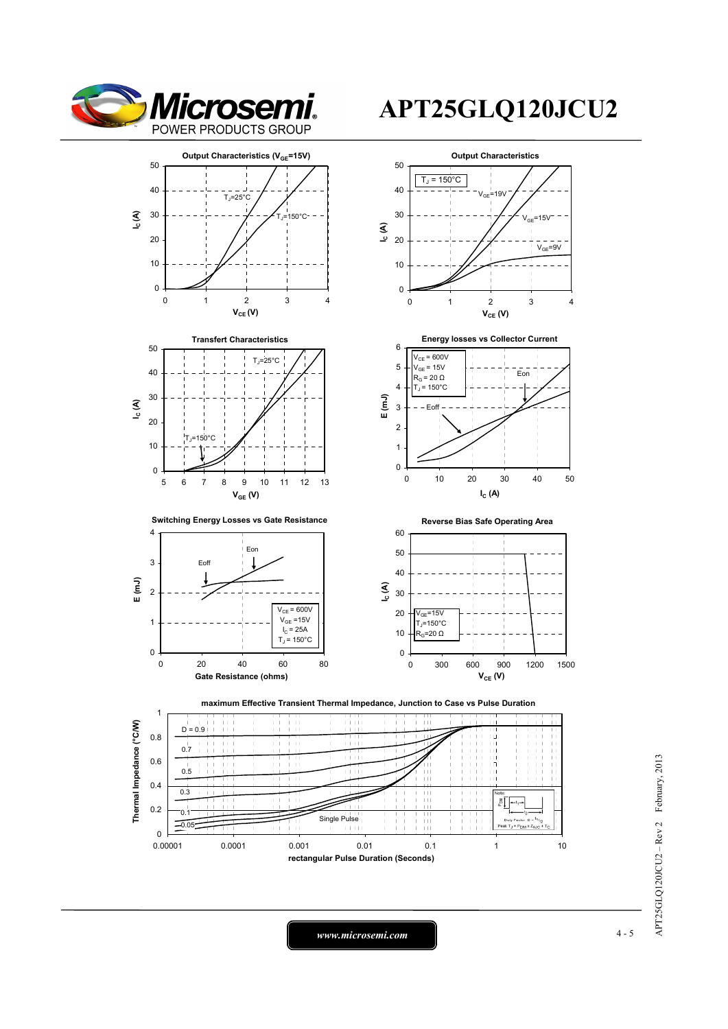# APT25GLQ120JCU2

**Output Characteristics ($V_{GE}$=15V)**

$T_J$=25°C, $T_J$=150°C

$I_C$ (A) vs $V_{CE}$ (V)

**Output Characteristics**

$T_J$ = 150°C

$V_{GE}$=19V, $V_{GE}$=15V, $V_{GE}$=9V

$I_C$ (A) vs $V_{CE}$ (V)

**Transfert Characteristics**

$T_J$=25°C, $T_J$=150°C

$I_C$ (A) vs $V_{GE}$ (V)

**Energy losses vs Collector Current**

$V_{CE}$ = 600V
$V_{GE}$ = 15V
$R_G$ = 20 Ω
$T_J$ = 150°C

Eon, Eoff

E (mJ) vs $I_C$ (A)

**Switching Energy Losses vs Gate Resistance**

$V_{CE}$ = 600V
$V_{GE}$ =15V
$I_C$ = 25A
$T_J$ = 150°C

Eon, Eoff

E (mJ) vs Gate Resistance (ohms)

**Reverse Bias Safe Operating Area**

$V_{GE}$=15V
$T_J$=150°C
$R_G$=20 Ω

$I_C$ (A) vs $V_{CE}$ (V)

**maximum Effective Transient Thermal Impedance, Junction to Case vs Pulse Duration**

D = 0.9, 0.7, 0.5, 0.3, 0.1, 0.05, Single Pulse

Note: Duty Factor $D = t_1/t_2$; Peak $T_J = P_{DM} \times Z_{thJC} + T_C$

Thermal Impedance (°C/W) vs rectangular Pulse Duration (Seconds)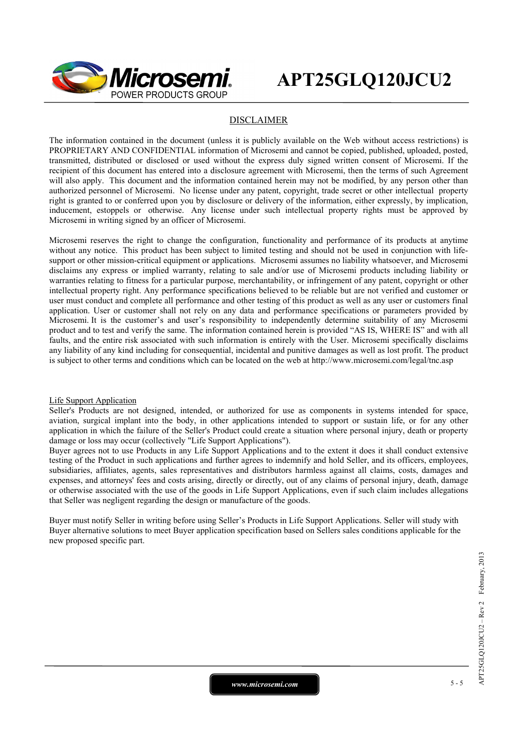## DISCLAIMER

The information contained in the document (unless it is publicly available on the Web without access restrictions) is PROPRIETARY AND CONFIDENTIAL information of Microsemi and cannot be copied, published, uploaded, posted, transmitted, distributed or disclosed or used without the express duly signed written consent of Microsemi. If the recipient of this document has entered into a disclosure agreement with Microsemi, then the terms of such Agreement will also apply. This document and the information contained herein may not be modified, by any person other than authorized personnel of Microsemi. No license under any patent, copyright, trade secret or other intellectual property right is granted to or conferred upon you by disclosure or delivery of the information, either expressly, by implication, inducement, estoppels or otherwise. Any license under such intellectual property rights must be approved by Microsemi in writing signed by an officer of Microsemi.

Microsemi reserves the right to change the configuration, functionality and performance of its products at anytime without any notice. This product has been subject to limited testing and should not be used in conjunction with life-support or other mission-critical equipment or applications. Microsemi assumes no liability whatsoever, and Microsemi disclaims any express or implied warranty, relating to sale and/or use of Microsemi products including liability or warranties relating to fitness for a particular purpose, merchantability, or infringement of any patent, copyright or other intellectual property right. Any performance specifications believed to be reliable but are not verified and customer or user must conduct and complete all performance and other testing of this product as well as any user or customers final application. User or customer shall not rely on any data and performance specifications or parameters provided by Microsemi. It is the customer's and user's responsibility to independently determine suitability of any Microsemi product and to test and verify the same. The information contained herein is provided "AS IS, WHERE IS" and with all faults, and the entire risk associated with such information is entirely with the User. Microsemi specifically disclaims any liability of any kind including for consequential, incidental and punitive damages as well as lost profit. The product is subject to other terms and conditions which can be located on the web at http://www.microsemi.com/legal/tnc.asp

### Life Support Application

Seller's Products are not designed, intended, or authorized for use as components in systems intended for space, aviation, surgical implant into the body, in other applications intended to support or sustain life, or for any other application in which the failure of the Seller's Product could create a situation where personal injury, death or property damage or loss may occur (collectively "Life Support Applications").

Buyer agrees not to use Products in any Life Support Applications and to the extent it does it shall conduct extensive testing of the Product in such applications and further agrees to indemnify and hold Seller, and its officers, employees, subsidiaries, affiliates, agents, sales representatives and distributors harmless against all claims, costs, damages and expenses, and attorneys' fees and costs arising, directly or directly, out of any claims of personal injury, death, damage or otherwise associated with the use of the goods in Life Support Applications, even if such claim includes allegations that Seller was negligent regarding the design or manufacture of the goods.

Buyer must notify Seller in writing before using Seller's Products in Life Support Applications. Seller will study with Buyer alternative solutions to meet Buyer application specification based on Sellers sales conditions applicable for the new proposed specific part.